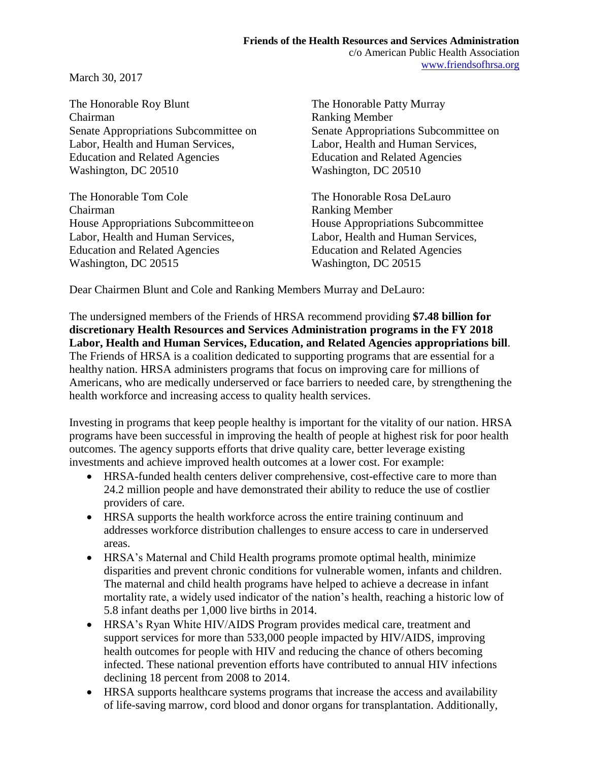**Friends of the Health Resources and Services Administration**
c/o American Public Health Association
www.friendsofhrsa.org

March 30, 2017

The Honorable Roy Blunt
Chairman
Senate Appropriations Subcommittee on
Labor, Health and Human Services,
Education and Related Agencies
Washington, DC 20510

The Honorable Patty Murray
Ranking Member
Senate Appropriations Subcommittee on
Labor, Health and Human Services,
Education and Related Agencies
Washington, DC 20510

The Honorable Tom Cole
Chairman
House Appropriations Subcommittee on
Labor, Health and Human Services,
Education and Related Agencies
Washington, DC 20515

The Honorable Rosa DeLauro
Ranking Member
House Appropriations Subcommittee
Labor, Health and Human Services,
Education and Related Agencies
Washington, DC 20515

Dear Chairmen Blunt and Cole and Ranking Members Murray and DeLauro:

The undersigned members of the Friends of HRSA recommend providing **$7.48 billion for discretionary Health Resources and Services Administration programs in the FY 2018 Labor, Health and Human Services, Education, and Related Agencies appropriations bill**. The Friends of HRSA is a coalition dedicated to supporting programs that are essential for a healthy nation. HRSA administers programs that focus on improving care for millions of Americans, who are medically underserved or face barriers to needed care, by strengthening the health workforce and increasing access to quality health services.

Investing in programs that keep people healthy is important for the vitality of our nation. HRSA programs have been successful in improving the health of people at highest risk for poor health outcomes. The agency supports efforts that drive quality care, better leverage existing investments and achieve improved health outcomes at a lower cost. For example:

- HRSA-funded health centers deliver comprehensive, cost-effective care to more than 24.2 million people and have demonstrated their ability to reduce the use of costlier providers of care.
- HRSA supports the health workforce across the entire training continuum and addresses workforce distribution challenges to ensure access to care in underserved areas.
- HRSA's Maternal and Child Health programs promote optimal health, minimize disparities and prevent chronic conditions for vulnerable women, infants and children. The maternal and child health programs have helped to achieve a decrease in infant mortality rate, a widely used indicator of the nation's health, reaching a historic low of 5.8 infant deaths per 1,000 live births in 2014.
- HRSA's Ryan White HIV/AIDS Program provides medical care, treatment and support services for more than 533,000 people impacted by HIV/AIDS, improving health outcomes for people with HIV and reducing the chance of others becoming infected. These national prevention efforts have contributed to annual HIV infections declining 18 percent from 2008 to 2014.
- HRSA supports healthcare systems programs that increase the access and availability of life-saving marrow, cord blood and donor organs for transplantation. Additionally,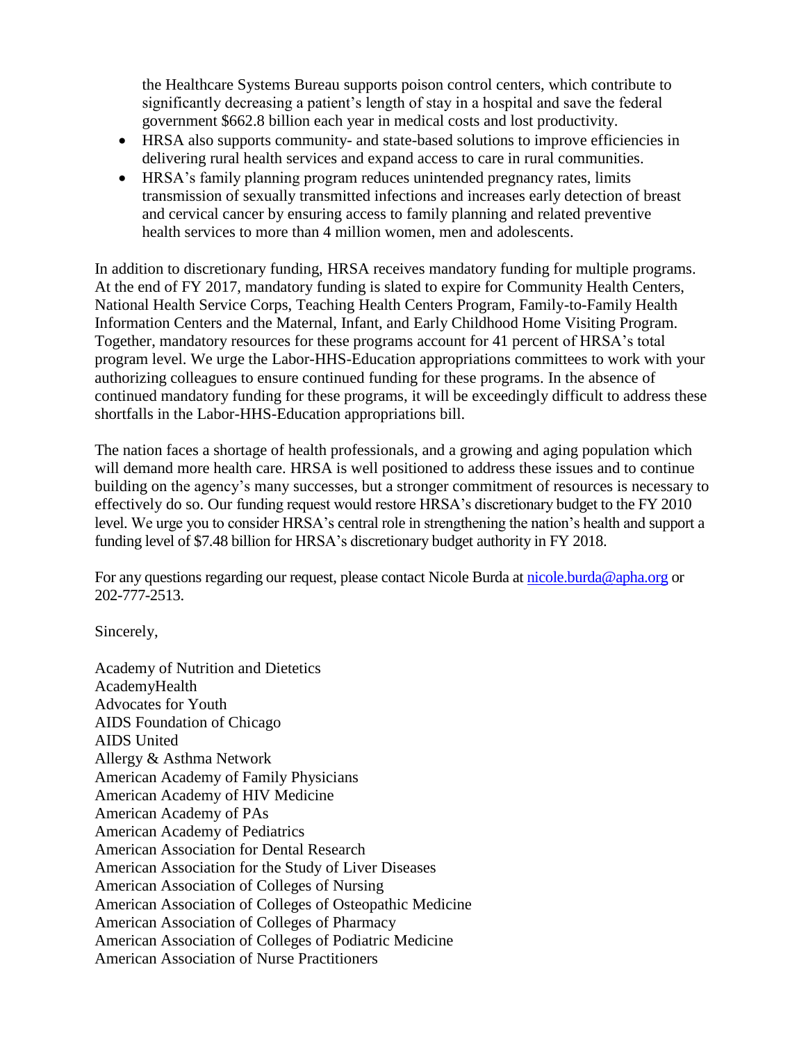the Healthcare Systems Bureau supports poison control centers, which contribute to significantly decreasing a patient's length of stay in a hospital and save the federal government $662.8 billion each year in medical costs and lost productivity.

- HRSA also supports community- and state-based solutions to improve efficiencies in delivering rural health services and expand access to care in rural communities.
- HRSA's family planning program reduces unintended pregnancy rates, limits transmission of sexually transmitted infections and increases early detection of breast and cervical cancer by ensuring access to family planning and related preventive health services to more than 4 million women, men and adolescents.

In addition to discretionary funding, HRSA receives mandatory funding for multiple programs. At the end of FY 2017, mandatory funding is slated to expire for Community Health Centers, National Health Service Corps, Teaching Health Centers Program, Family-to-Family Health Information Centers and the Maternal, Infant, and Early Childhood Home Visiting Program. Together, mandatory resources for these programs account for 41 percent of HRSA's total program level. We urge the Labor-HHS-Education appropriations committees to work with your authorizing colleagues to ensure continued funding for these programs. In the absence of continued mandatory funding for these programs, it will be exceedingly difficult to address these shortfalls in the Labor-HHS-Education appropriations bill.

The nation faces a shortage of health professionals, and a growing and aging population which will demand more health care. HRSA is well positioned to address these issues and to continue building on the agency's many successes, but a stronger commitment of resources is necessary to effectively do so. Our funding request would restore HRSA's discretionary budget to the FY 2010 level. We urge you to consider HRSA's central role in strengthening the nation's health and support a funding level of $7.48 billion for HRSA's discretionary budget authority in FY 2018.

For any questions regarding our request, please contact Nicole Burda at nicole.burda@apha.org or 202-777-2513.

Sincerely,

Academy of Nutrition and Dietetics
AcademyHealth
Advocates for Youth
AIDS Foundation of Chicago
AIDS United
Allergy & Asthma Network
American Academy of Family Physicians
American Academy of HIV Medicine
American Academy of PAs
American Academy of Pediatrics
American Association for Dental Research
American Association for the Study of Liver Diseases
American Association of Colleges of Nursing
American Association of Colleges of Osteopathic Medicine
American Association of Colleges of Pharmacy
American Association of Colleges of Podiatric Medicine
American Association of Nurse Practitioners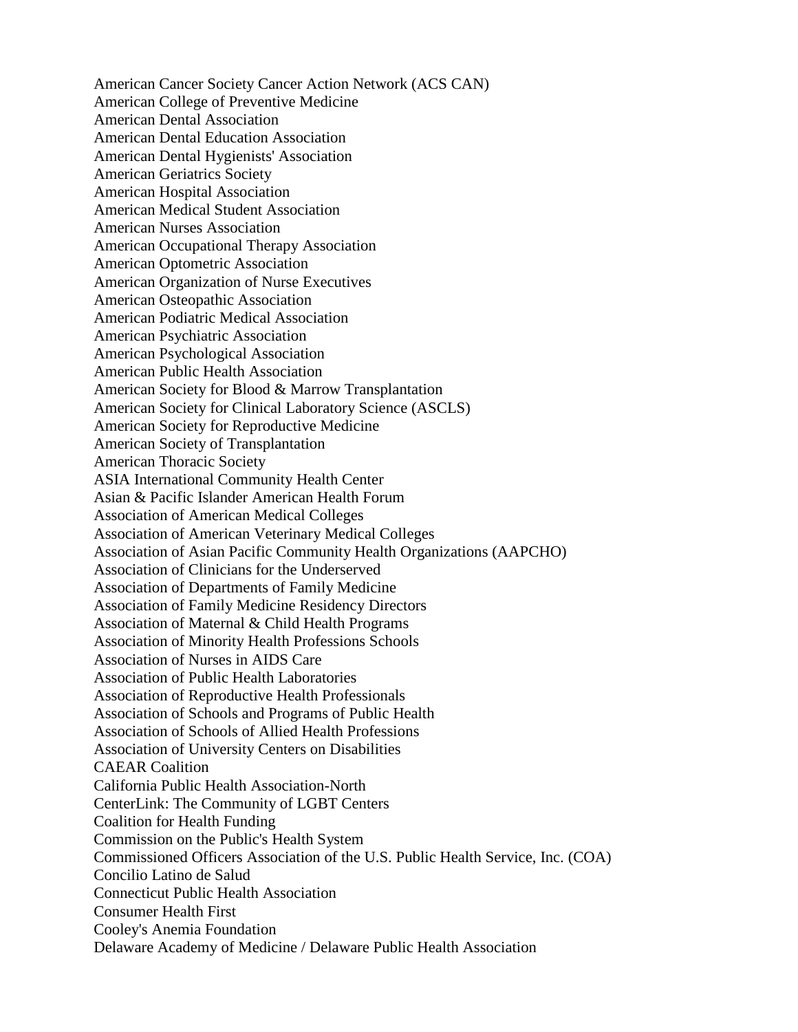American Cancer Society Cancer Action Network (ACS CAN)
American College of Preventive Medicine
American Dental Association
American Dental Education Association
American Dental Hygienists' Association
American Geriatrics Society
American Hospital Association
American Medical Student Association
American Nurses Association
American Occupational Therapy Association
American Optometric Association
American Organization of Nurse Executives
American Osteopathic Association
American Podiatric Medical Association
American Psychiatric Association
American Psychological Association
American Public Health Association
American Society for Blood & Marrow Transplantation
American Society for Clinical Laboratory Science (ASCLS)
American Society for Reproductive Medicine
American Society of Transplantation
American Thoracic Society
ASIA International Community Health Center
Asian & Pacific Islander American Health Forum
Association of American Medical Colleges
Association of American Veterinary Medical Colleges
Association of Asian Pacific Community Health Organizations (AAPCHO)
Association of Clinicians for the Underserved
Association of Departments of Family Medicine
Association of Family Medicine Residency Directors
Association of Maternal & Child Health Programs
Association of Minority Health Professions Schools
Association of Nurses in AIDS Care
Association of Public Health Laboratories
Association of Reproductive Health Professionals
Association of Schools and Programs of Public Health
Association of Schools of Allied Health Professions
Association of University Centers on Disabilities
CAEAR Coalition
California Public Health Association-North
CenterLink: The Community of LGBT Centers
Coalition for Health Funding
Commission on the Public's Health System
Commissioned Officers Association of the U.S. Public Health Service, Inc. (COA)
Concilio Latino de Salud
Connecticut Public Health Association
Consumer Health First
Cooley's Anemia Foundation
Delaware Academy of Medicine / Delaware Public Health Association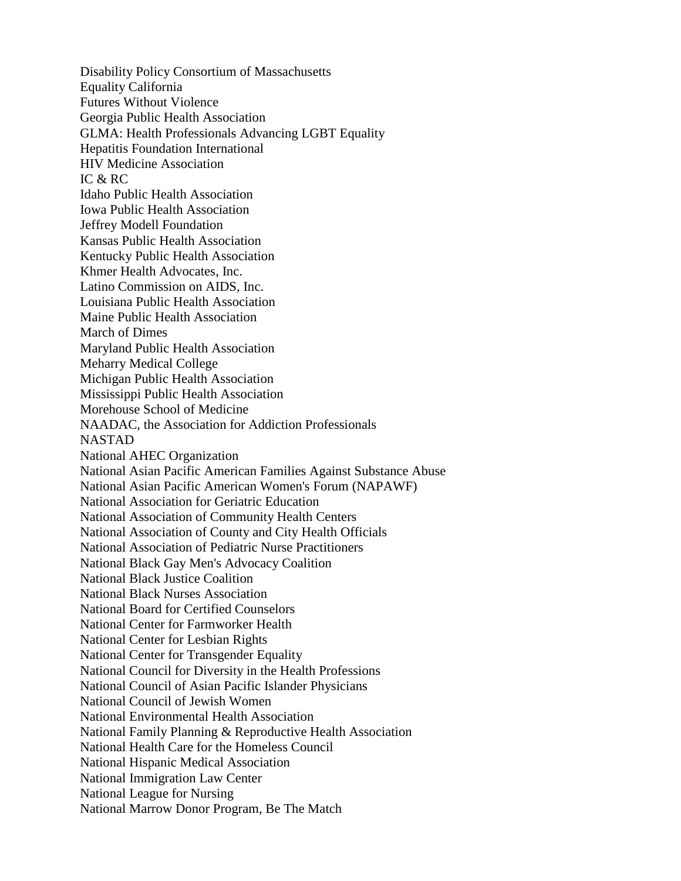Disability Policy Consortium of Massachusetts
Equality California
Futures Without Violence
Georgia Public Health Association
GLMA: Health Professionals Advancing LGBT Equality
Hepatitis Foundation International
HIV Medicine Association
IC & RC
Idaho Public Health Association
Iowa Public Health Association
Jeffrey Modell Foundation
Kansas Public Health Association
Kentucky Public Health Association
Khmer Health Advocates, Inc.
Latino Commission on AIDS, Inc.
Louisiana Public Health Association
Maine Public Health Association
March of Dimes
Maryland Public Health Association
Meharry Medical College
Michigan Public Health Association
Mississippi Public Health Association
Morehouse School of Medicine
NAADAC, the Association for Addiction Professionals
NASTAD
National AHEC Organization
National Asian Pacific American Families Against Substance Abuse
National Asian Pacific American Women's Forum (NAPAWF)
National Association for Geriatric Education
National Association of Community Health Centers
National Association of County and City Health Officials
National Association of Pediatric Nurse Practitioners
National Black Gay Men's Advocacy Coalition
National Black Justice Coalition
National Black Nurses Association
National Board for Certified Counselors
National Center for Farmworker Health
National Center for Lesbian Rights
National Center for Transgender Equality
National Council for Diversity in the Health Professions
National Council of Asian Pacific Islander Physicians
National Council of Jewish Women
National Environmental Health Association
National Family Planning & Reproductive Health Association
National Health Care for the Homeless Council
National Hispanic Medical Association
National Immigration Law Center
National League for Nursing
National Marrow Donor Program, Be The Match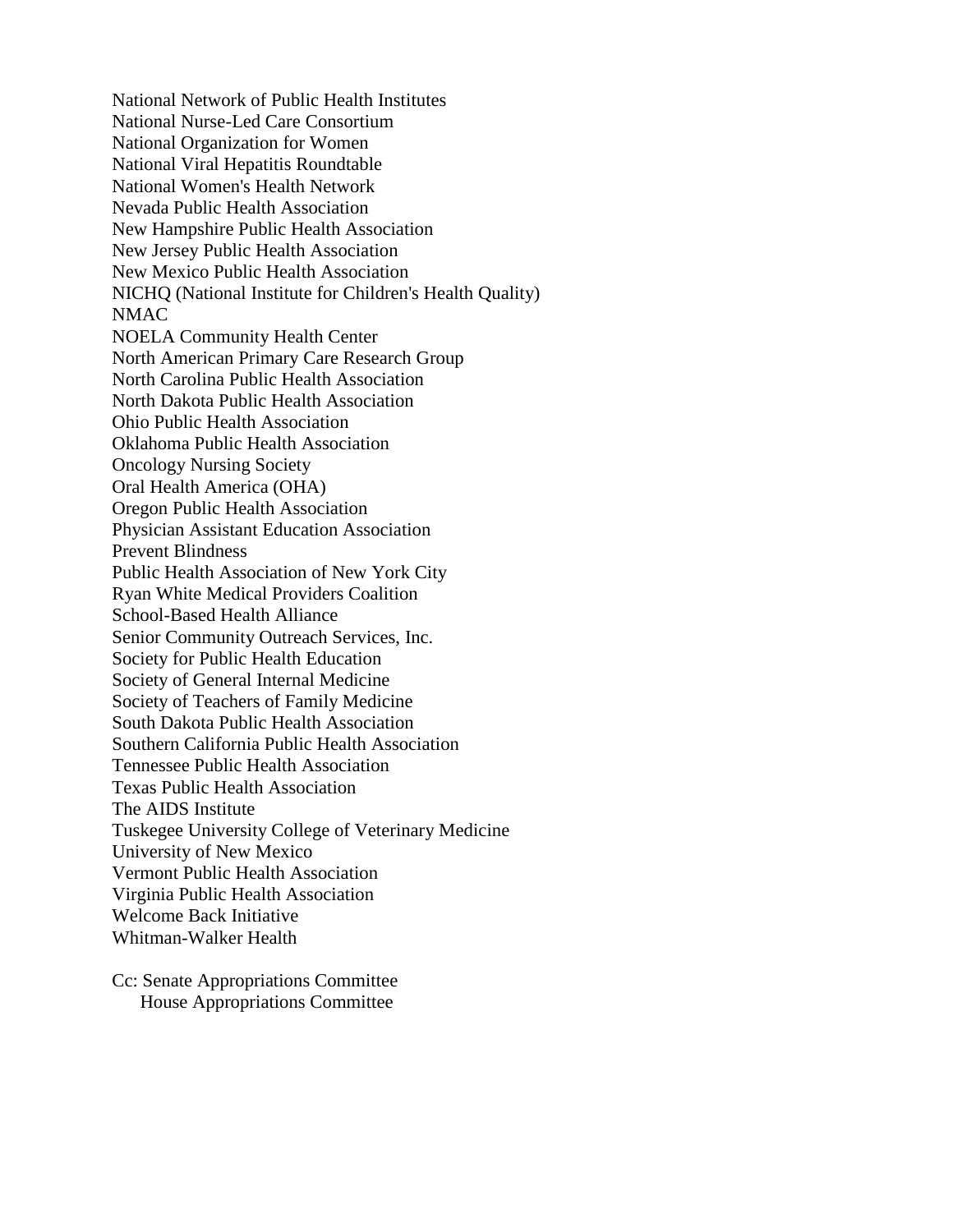National Network of Public Health Institutes
National Nurse-Led Care Consortium
National Organization for Women
National Viral Hepatitis Roundtable
National Women's Health Network
Nevada Public Health Association
New Hampshire Public Health Association
New Jersey Public Health Association
New Mexico Public Health Association
NICHQ (National Institute for Children's Health Quality)
NMAC
NOELA Community Health Center
North American Primary Care Research Group
North Carolina Public Health Association
North Dakota Public Health Association
Ohio Public Health Association
Oklahoma Public Health Association
Oncology Nursing Society
Oral Health America (OHA)
Oregon Public Health Association
Physician Assistant Education Association
Prevent Blindness
Public Health Association of New York City
Ryan White Medical Providers Coalition
School-Based Health Alliance
Senior Community Outreach Services, Inc.
Society for Public Health Education
Society of General Internal Medicine
Society of Teachers of Family Medicine
South Dakota Public Health Association
Southern California Public Health Association
Tennessee Public Health Association
Texas Public Health Association
The AIDS Institute
Tuskegee University College of Veterinary Medicine
University of New Mexico
Vermont Public Health Association
Virginia Public Health Association
Welcome Back Initiative
Whitman-Walker Health

Cc: Senate Appropriations Committee
House Appropriations Committee